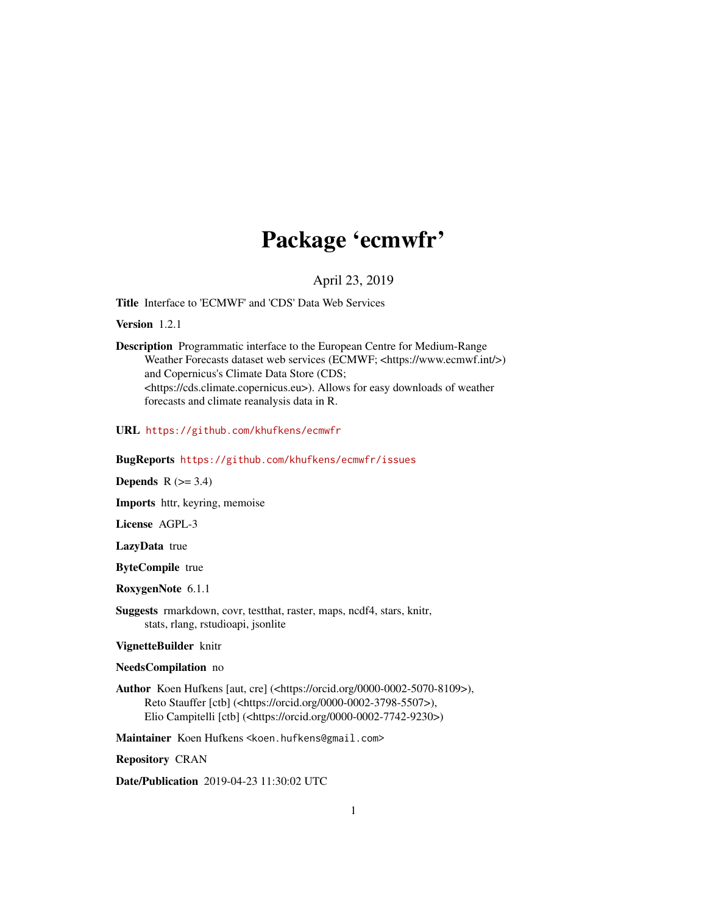# Package 'ecmwfr'

April 23, 2019

**Title** Interface to 'ECMWF' and 'CDS' Data Web Services

**Version** 1.2.1

**Description** Programmatic interface to the European Centre for Medium-Range Weather Forecasts dataset web services (ECMWF; <https://www.ecmwf.int/>) and Copernicus's Climate Data Store (CDS; <https://cds.climate.copernicus.eu>). Allows for easy downloads of weather forecasts and climate reanalysis data in R.

**URL** https://github.com/khufkens/ecmwfr

**BugReports** https://github.com/khufkens/ecmwfr/issues

**Depends** R (>= 3.4)

**Imports** httr, keyring, memoise

**License** AGPL-3

**LazyData** true

**ByteCompile** true

**RoxygenNote** 6.1.1

**Suggests** rmarkdown, covr, testthat, raster, maps, ncdf4, stars, knitr, stats, rlang, rstudioapi, jsonlite

**VignetteBuilder** knitr

**NeedsCompilation** no

**Author** Koen Hufkens [aut, cre] (<https://orcid.org/0000-0002-5070-8109>), Reto Stauffer [ctb] (<https://orcid.org/0000-0002-3798-5507>), Elio Campitelli [ctb] (<https://orcid.org/0000-0002-7742-9230>)

**Maintainer** Koen Hufkens <koen.hufkens@gmail.com>

**Repository** CRAN

**Date/Publication** 2019-04-23 11:30:02 UTC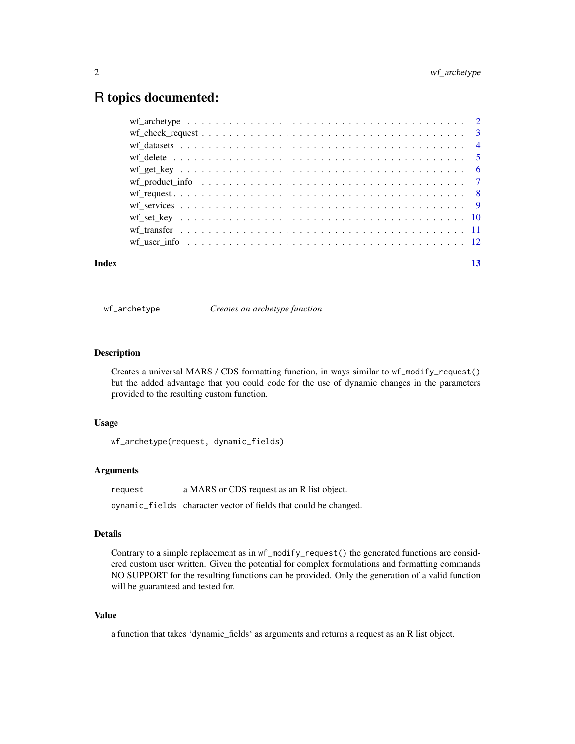# R topics documented:

- wf_archetype . . . . . . . . . . . . . . . . . . . . . . . . . . . . . . . . . . . . 2
- wf_check_request . . . . . . . . . . . . . . . . . . . . . . . . . . . . . . . . . . 3
- wf_datasets . . . . . . . . . . . . . . . . . . . . . . . . . . . . . . . . . . . . . 4
- wf_delete . . . . . . . . . . . . . . . . . . . . . . . . . . . . . . . . . . . . . . 5
- wf_get_key . . . . . . . . . . . . . . . . . . . . . . . . . . . . . . . . . . . . . 6
- wf_product_info . . . . . . . . . . . . . . . . . . . . . . . . . . . . . . . . . . 7
- wf_request . . . . . . . . . . . . . . . . . . . . . . . . . . . . . . . . . . . . . 8
- wf_services . . . . . . . . . . . . . . . . . . . . . . . . . . . . . . . . . . . . 9
- wf_set_key . . . . . . . . . . . . . . . . . . . . . . . . . . . . . . . . . . . . . 10
- wf_transfer . . . . . . . . . . . . . . . . . . . . . . . . . . . . . . . . . . . . 11
- wf_user_info . . . . . . . . . . . . . . . . . . . . . . . . . . . . . . . . . . . . 12

**Index** 13

---

## wf_archetype — *Creates an archetype function*

### Description

Creates a universal MARS / CDS formatting function, in ways similar to `wf_modify_request()` but the added advantage that you could code for the use of dynamic changes in the parameters provided to the resulting custom function.

### Usage

```
wf_archetype(request, dynamic_fields)
```

### Arguments

| | |
|---|---|
| `request` | a MARS or CDS request as an R list object. |
| `dynamic_fields` | character vector of fields that could be changed. |

### Details

Contrary to a simple replacement as in `wf_modify_request()` the generated functions are considered custom user written. Given the potential for complex formulations and formatting commands NO SUPPORT for the resulting functions can be provided. Only the generation of a valid function will be guaranteed and tested for.

### Value

a function that takes 'dynamic_fields' as arguments and returns a request as an R list object.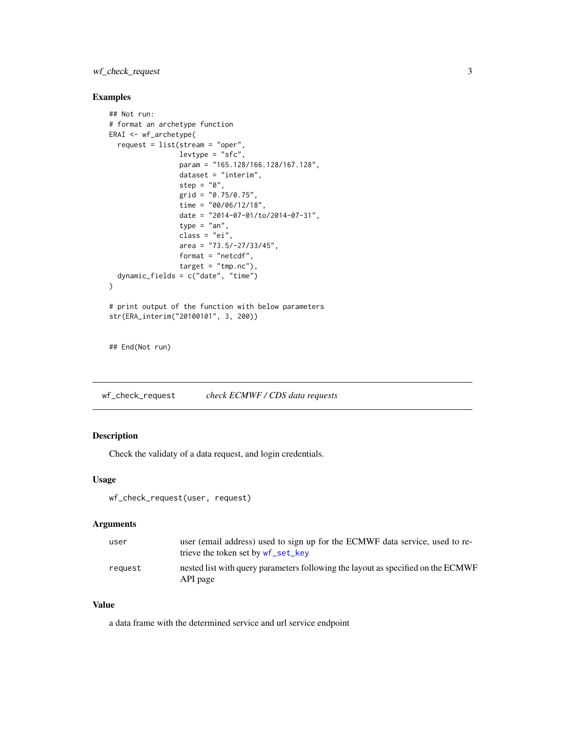## Examples

```
## Not run:
# format an archetype function
ERAI <- wf_archetype(
  request = list(stream = "oper",
                 levtype = "sfc",
                 param = "165.128/166.128/167.128",
                 dataset = "interim",
                 step = "0",
                 grid = "0.75/0.75",
                 time = "00/06/12/18",
                 date = "2014-07-01/to/2014-07-31",
                 type = "an",
                 class = "ei",
                 area = "73.5/-27/33/45",
                 format = "netcdf",
                 target = "tmp.nc"),
  dynamic_fields = c("date", "time")
)

# print output of the function with below parameters
str(ERA_interim("20100101", 3, 200))


## End(Not run)
```

---

# wf_check_request — *check ECMWF / CDS data requests*

## Description

Check the validaty of a data request, and login credentials.

## Usage

```
wf_check_request(user, request)
```

## Arguments

| | |
|---|---|
| `user` | user (email address) used to sign up for the ECMWF data service, used to retrieve the token set by `wf_set_key` |
| `request` | nested list with query parameters following the layout as specified on the ECMWF API page |

## Value

a data frame with the determined service and url service endpoint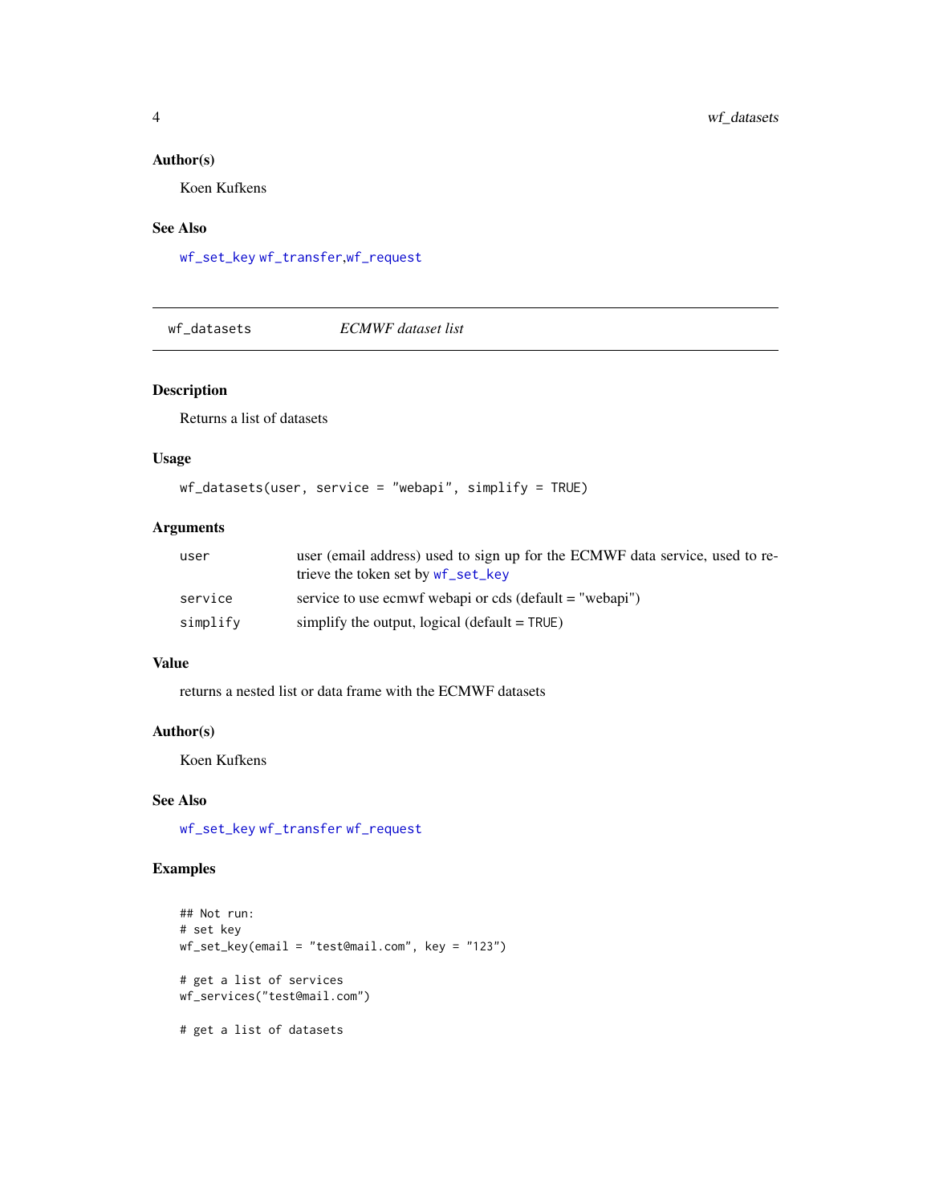### Author(s)

Koen Kufkens

### See Also

wf_set_key wf_transfer,wf_request

---

## wf_datasets — *ECMWF dataset list*

### Description

Returns a list of datasets

### Usage

```
wf_datasets(user, service = "webapi", simplify = TRUE)
```

### Arguments

| | |
|---|---|
| user | user (email address) used to sign up for the ECMWF data service, used to retrieve the token set by wf_set_key |
| service | service to use ecmwf webapi or cds (default = "webapi") |
| simplify | simplify the output, logical (default = TRUE) |

### Value

returns a nested list or data frame with the ECMWF datasets

### Author(s)

Koen Kufkens

### See Also

wf_set_key wf_transfer wf_request

### Examples

```
## Not run:
# set key
wf_set_key(email = "test@mail.com", key = "123")

# get a list of services
wf_services("test@mail.com")

# get a list of datasets
```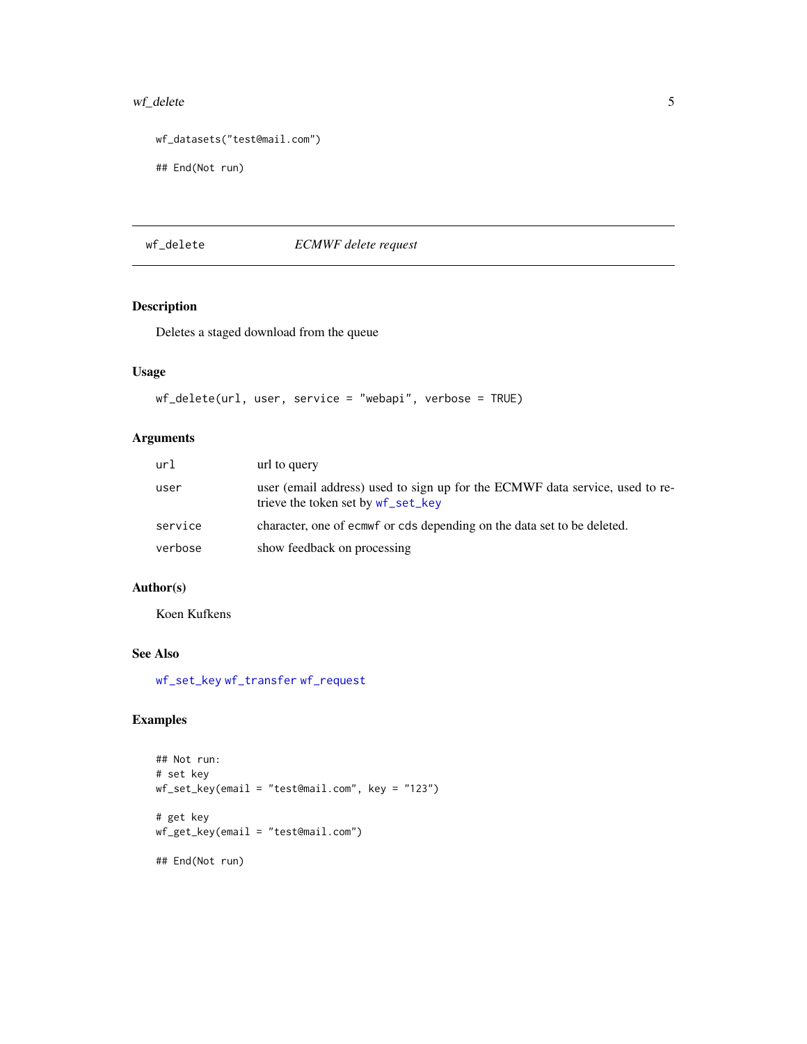```
wf_datasets("test@mail.com")

## End(Not run)
```

## wf_delete — *ECMWF delete request*

### Description

Deletes a staged download from the queue

### Usage

```
wf_delete(url, user, service = "webapi", verbose = TRUE)
```

### Arguments

| | |
|---|---|
| `url` | url to query |
| `user` | user (email address) used to sign up for the ECMWF data service, used to retrieve the token set by `wf_set_key` |
| `service` | character, one of `ecmwf` or `cds` depending on the data set to be deleted. |
| `verbose` | show feedback on processing |

### Author(s)

Koen Kufkens

### See Also

`wf_set_key` `wf_transfer` `wf_request`

### Examples

```
## Not run:
# set key
wf_set_key(email = "test@mail.com", key = "123")

# get key
wf_get_key(email = "test@mail.com")

## End(Not run)
```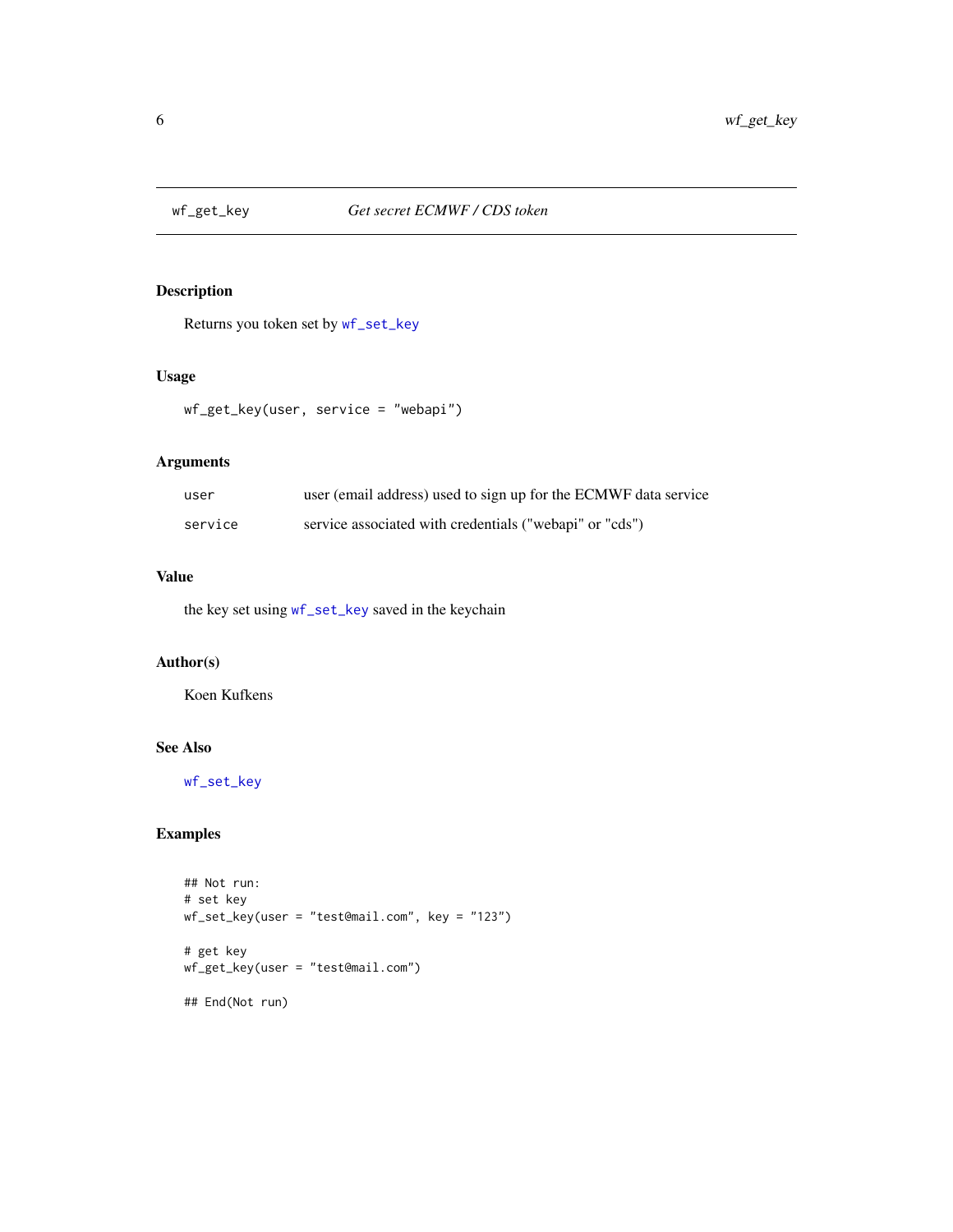# wf_get_key — *Get secret ECMWF / CDS token*

## Description

Returns you token set by `wf_set_key`

## Usage

```
wf_get_key(user, service = "webapi")
```

## Arguments

| | |
|---|---|
| `user` | user (email address) used to sign up for the ECMWF data service |
| `service` | service associated with credentials ("webapi" or "cds") |

## Value

the key set using `wf_set_key` saved in the keychain

## Author(s)

Koen Kufkens

## See Also

`wf_set_key`

## Examples

```
## Not run:
# set key
wf_set_key(user = "test@mail.com", key = "123")

# get key
wf_get_key(user = "test@mail.com")

## End(Not run)
```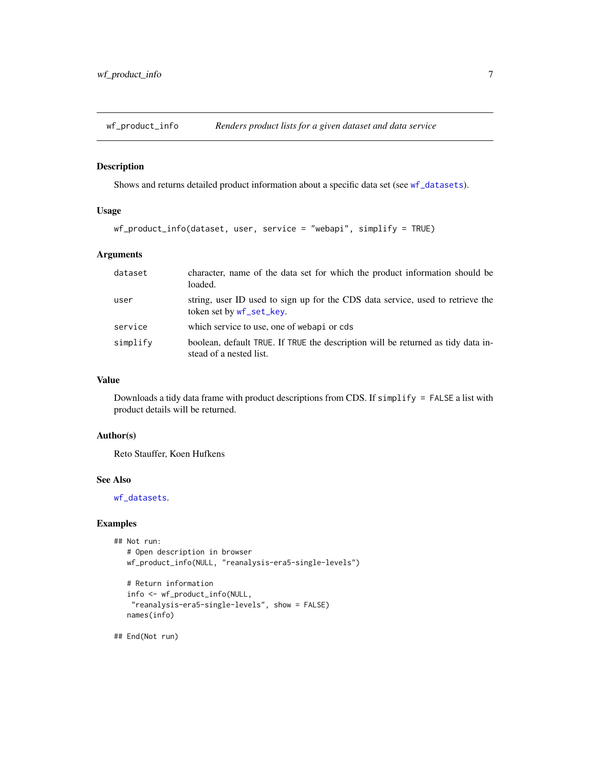## wf_product_info — *Renders product lists for a given dataset and data service*

### Description

Shows and returns detailed product information about a specific data set (see wf_datasets).

### Usage

```
wf_product_info(dataset, user, service = "webapi", simplify = TRUE)
```

### Arguments

| | |
|---|---|
| dataset | character, name of the data set for which the product information should be loaded. |
| user | string, user ID used to sign up for the CDS data service, used to retrieve the token set by wf_set_key. |
| service | which service to use, one of webapi or cds |
| simplify | boolean, default TRUE. If TRUE the description will be returned as tidy data instead of a nested list. |

### Value

Downloads a tidy data frame with product descriptions from CDS. If simplify = FALSE a list with product details will be returned.

### Author(s)

Reto Stauffer, Koen Hufkens

### See Also

wf_datasets.

### Examples

```
## Not run:
   # Open description in browser
   wf_product_info(NULL, "reanalysis-era5-single-levels")

   # Return information
   info <- wf_product_info(NULL,
    "reanalysis-era5-single-levels", show = FALSE)
   names(info)

## End(Not run)
```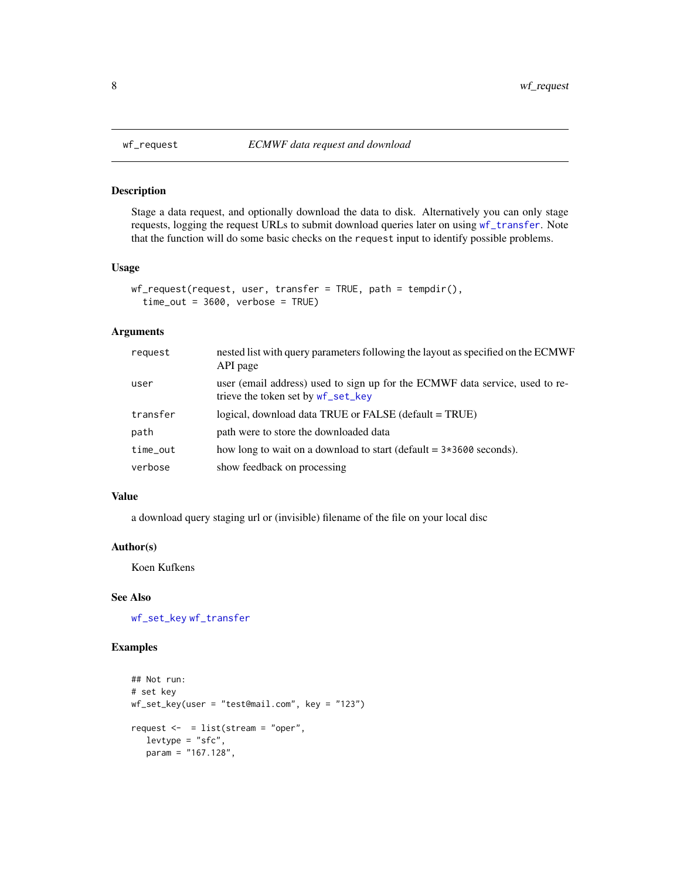## wf_request — *ECMWF data request and download*

### Description

Stage a data request, and optionally download the data to disk. Alternatively you can only stage requests, logging the request URLs to submit download queries later on using `wf_transfer`. Note that the function will do some basic checks on the `request` input to identify possible problems.

### Usage

```
wf_request(request, user, transfer = TRUE, path = tempdir(),
  time_out = 3600, verbose = TRUE)
```

### Arguments

| | |
|---|---|
| `request` | nested list with query parameters following the layout as specified on the ECMWF API page |
| `user` | user (email address) used to sign up for the ECMWF data service, used to retrieve the token set by `wf_set_key` |
| `transfer` | logical, download data TRUE or FALSE (default = TRUE) |
| `path` | path were to store the downloaded data |
| `time_out` | how long to wait on a download to start (default = `3*3600` seconds). |
| `verbose` | show feedback on processing |

### Value

a download query staging url or (invisible) filename of the file on your local disc

### Author(s)

Koen Kufkens

### See Also

`wf_set_key` `wf_transfer`

### Examples

```
## Not run:
# set key
wf_set_key(user = "test@mail.com", key = "123")

request <-  = list(stream = "oper",
   levtype = "sfc",
   param = "167.128",
```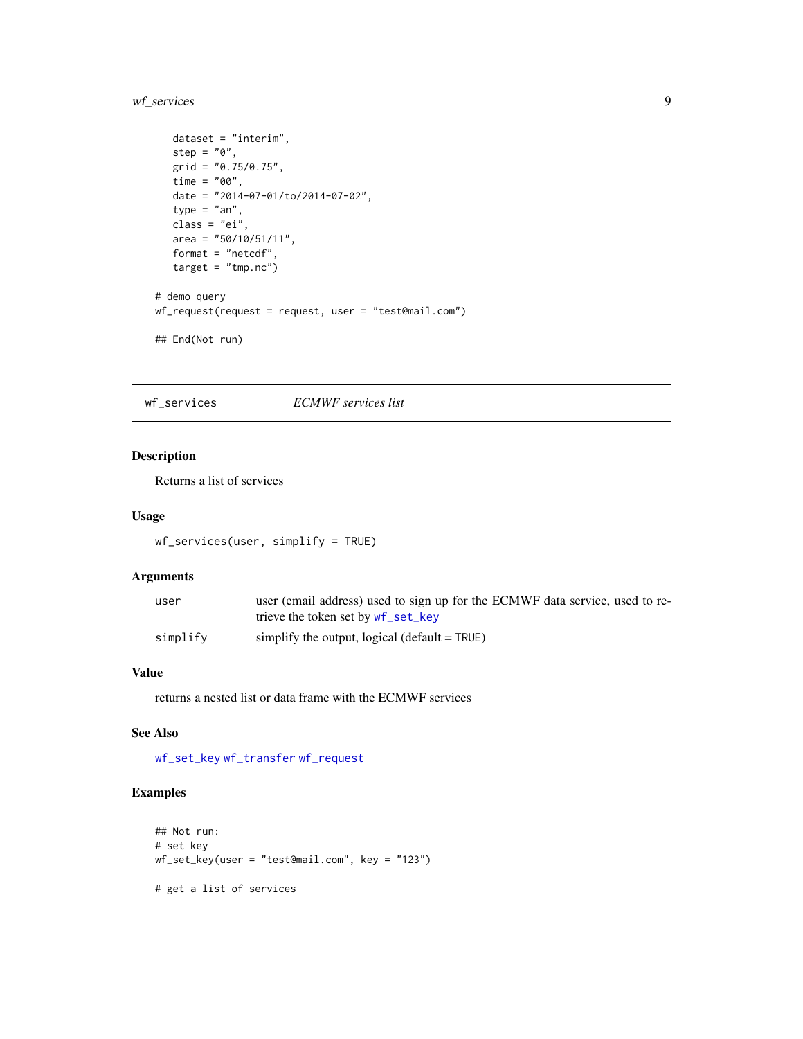```
    dataset = "interim",
    step = "0",
    grid = "0.75/0.75",
    time = "00",
    date = "2014-07-01/to/2014-07-02",
    type = "an",
    class = "ei",
    area = "50/10/51/11",
    format = "netcdf",
    target = "tmp.nc")

# demo query
wf_request(request = request, user = "test@mail.com")

## End(Not run)
```

---

## wf_services    *ECMWF services list*

---

### Description

Returns a list of services

### Usage

```
wf_services(user, simplify = TRUE)
```

### Arguments

| | |
|---|---|
| user | user (email address) used to sign up for the ECMWF data service, used to retrieve the token set by wf_set_key |
| simplify | simplify the output, logical (default = TRUE) |

### Value

returns a nested list or data frame with the ECMWF services

### See Also

wf_set_key wf_transfer wf_request

### Examples

```
## Not run:
# set key
wf_set_key(user = "test@mail.com", key = "123")

# get a list of services
```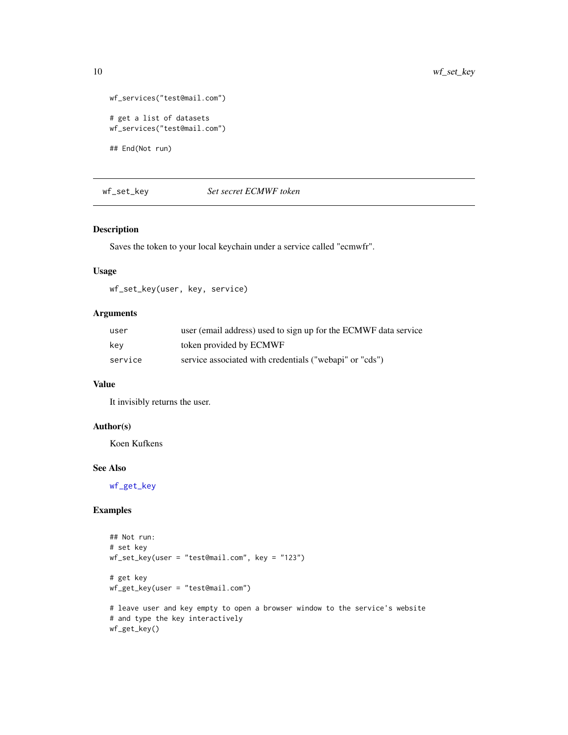```
wf_services("test@mail.com")

# get a list of datasets
wf_services("test@mail.com")

## End(Not run)
```

---

## wf_set_key &nbsp;&nbsp;&nbsp;&nbsp; *Set secret ECMWF token*

---

### Description

Saves the token to your local keychain under a service called "ecmwfr".

### Usage

```
wf_set_key(user, key, service)
```

### Arguments

| | |
|---|---|
| `user` | user (email address) used to sign up for the ECMWF data service |
| `key` | token provided by ECMWF |
| `service` | service associated with credentials ("webapi" or "cds") |

### Value

It invisibly returns the user.

### Author(s)

Koen Kufkens

### See Also

`wf_get_key`

### Examples

```
## Not run:
# set key
wf_set_key(user = "test@mail.com", key = "123")

# get key
wf_get_key(user = "test@mail.com")

# leave user and key empty to open a browser window to the service's website
# and type the key interactively
wf_get_key()
```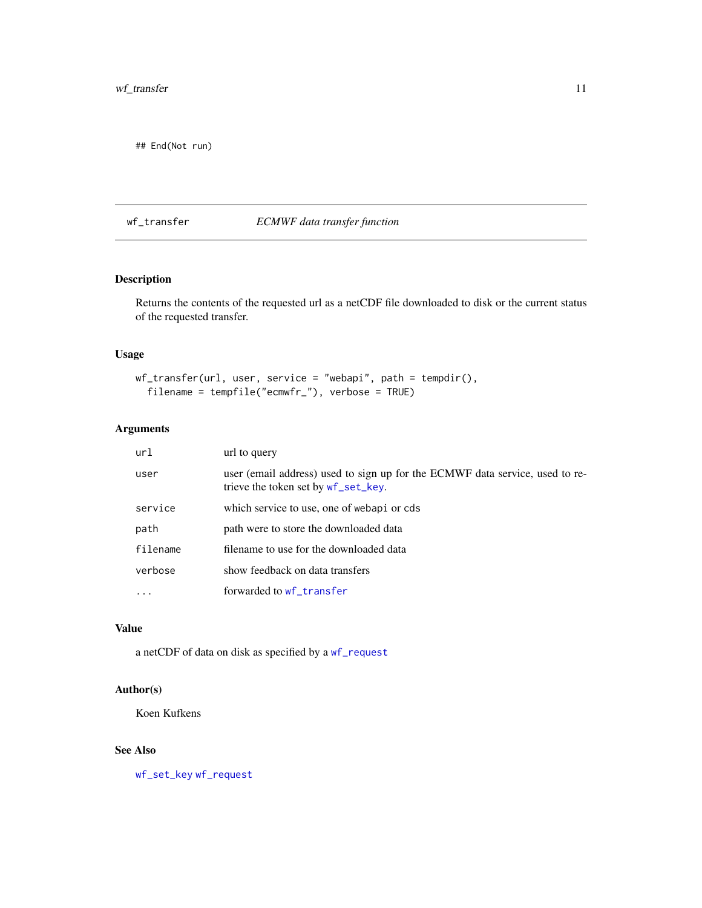```
## End(Not run)
```

## wf_transfer — *ECMWF data transfer function*

### Description

Returns the contents of the requested url as a netCDF file downloaded to disk or the current status of the requested transfer.

### Usage

```
wf_transfer(url, user, service = "webapi", path = tempdir(),
  filename = tempfile("ecmwfr_"), verbose = TRUE)
```

### Arguments

| | |
|---|---|
| `url` | url to query |
| `user` | user (email address) used to sign up for the ECMWF data service, used to retrieve the token set by `wf_set_key`. |
| `service` | which service to use, one of `webapi` or `cds` |
| `path` | path were to store the downloaded data |
| `filename` | filename to use for the downloaded data |
| `verbose` | show feedback on data transfers |
| `...` | forwarded to `wf_transfer` |

### Value

a netCDF of data on disk as specified by a `wf_request`

### Author(s)

Koen Kufkens

### See Also

`wf_set_key` `wf_request`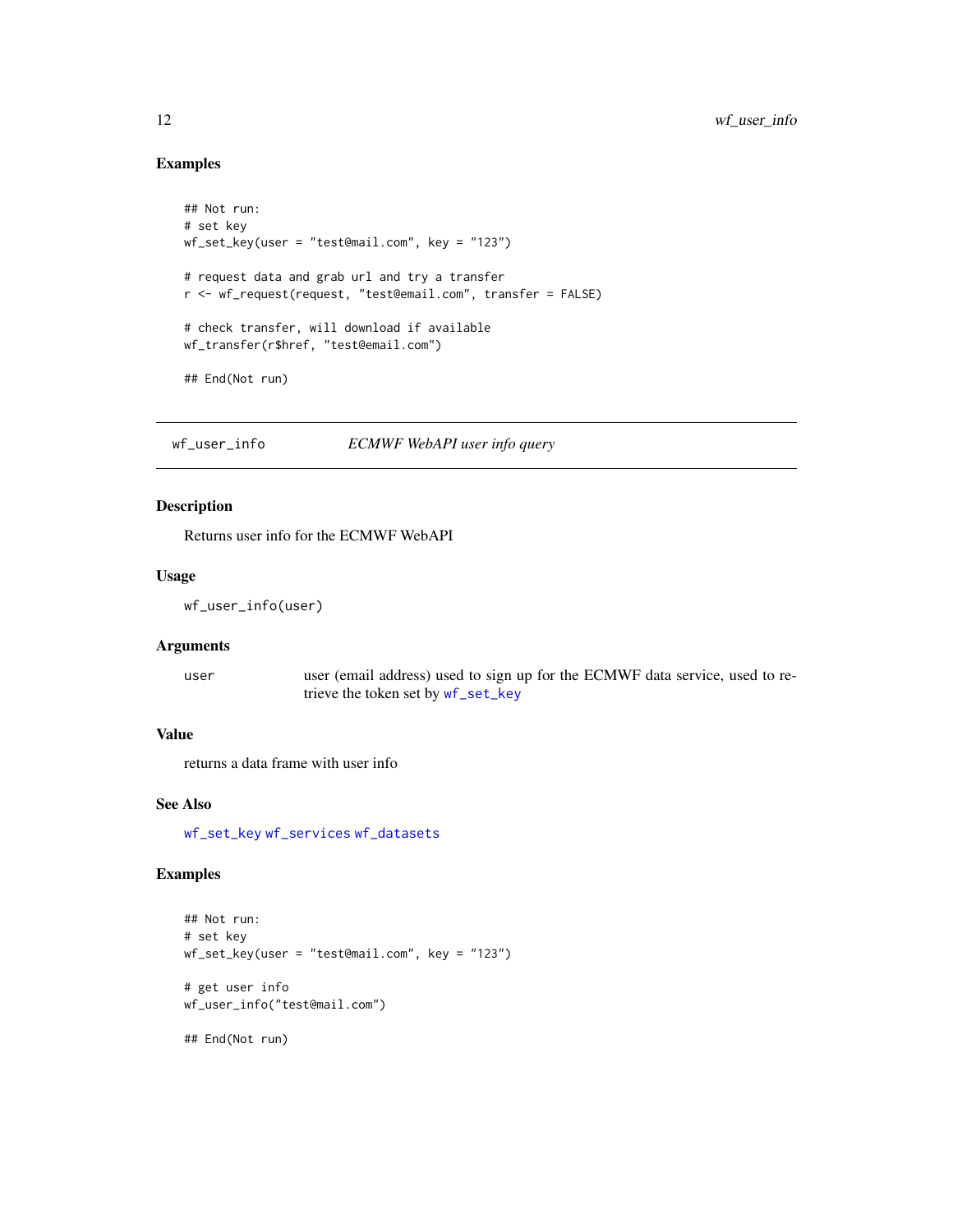### Examples

```
## Not run:
# set key
wf_set_key(user = "test@mail.com", key = "123")

# request data and grab url and try a transfer
r <- wf_request(request, "test@email.com", transfer = FALSE)

# check transfer, will download if available
wf_transfer(r$href, "test@email.com")

## End(Not run)
```

---

## wf_user_info — *ECMWF WebAPI user info query*

---

### Description

Returns user info for the ECMWF WebAPI

### Usage

```
wf_user_info(user)
```

### Arguments

| | |
|---|---|
| `user` | user (email address) used to sign up for the ECMWF data service, used to retrieve the token set by `wf_set_key` |

### Value

returns a data frame with user info

### See Also

`wf_set_key` `wf_services` `wf_datasets`

### Examples

```
## Not run:
# set key
wf_set_key(user = "test@mail.com", key = "123")

# get user info
wf_user_info("test@mail.com")

## End(Not run)
```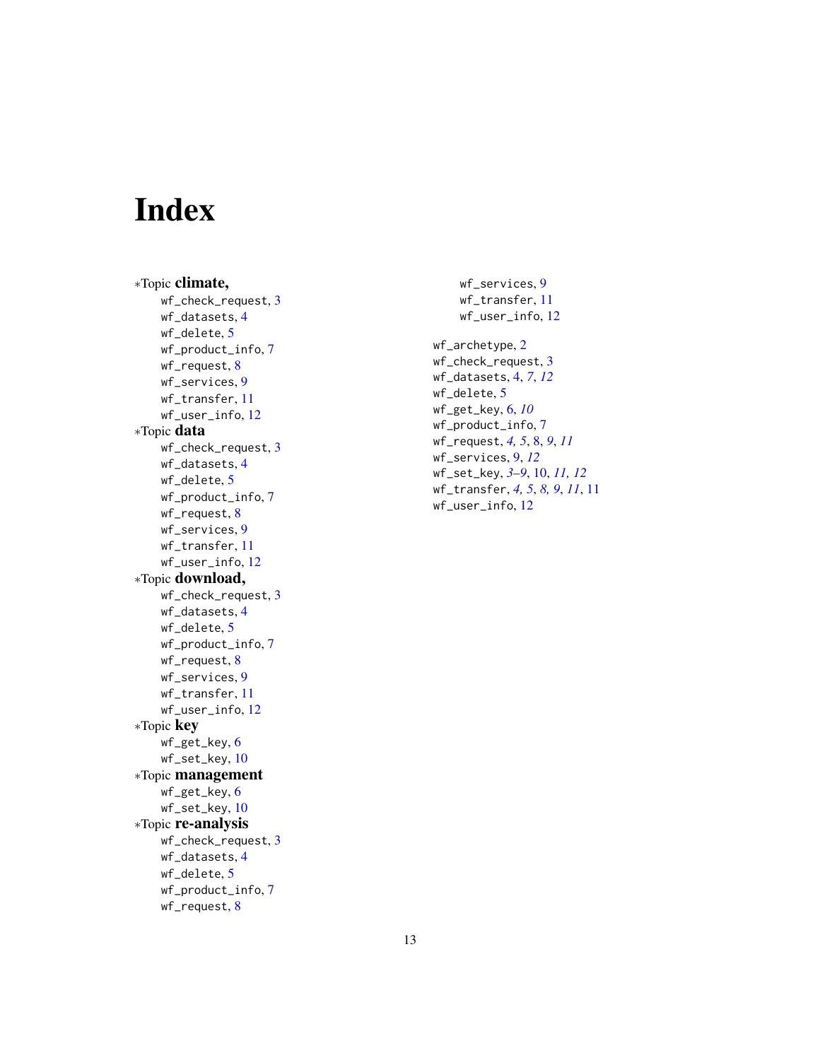# Index

∗Topic **climate,**

- wf_check_request, 3
- wf_datasets, 4
- wf_delete, 5
- wf_product_info, 7
- wf_request, 8
- wf_services, 9
- wf_transfer, 11
- wf_user_info, 12

∗Topic **data**

- wf_check_request, 3
- wf_datasets, 4
- wf_delete, 5
- wf_product_info, 7
- wf_request, 8
- wf_services, 9
- wf_transfer, 11
- wf_user_info, 12

∗Topic **download,**

- wf_check_request, 3
- wf_datasets, 4
- wf_delete, 5
- wf_product_info, 7
- wf_request, 8
- wf_services, 9
- wf_transfer, 11
- wf_user_info, 12

∗Topic **key**

- wf_get_key, 6
- wf_set_key, 10

∗Topic **management**

- wf_get_key, 6
- wf_set_key, 10

∗Topic **re-analysis**

- wf_check_request, 3
- wf_datasets, 4
- wf_delete, 5
- wf_product_info, 7
- wf_request, 8
- wf_services, 9
- wf_transfer, 11
- wf_user_info, 12

wf_archetype, 2
wf_check_request, 3
wf_datasets, 4, *7*, *12*
wf_delete, 5
wf_get_key, 6, *10*
wf_product_info, 7
wf_request, *4, 5*, 8, *9*, *11*
wf_services, 9, *12*
wf_set_key, *3–9*, 10, *11, 12*
wf_transfer, *4, 5*, *8, 9*, *11*, 11
wf_user_info, 12